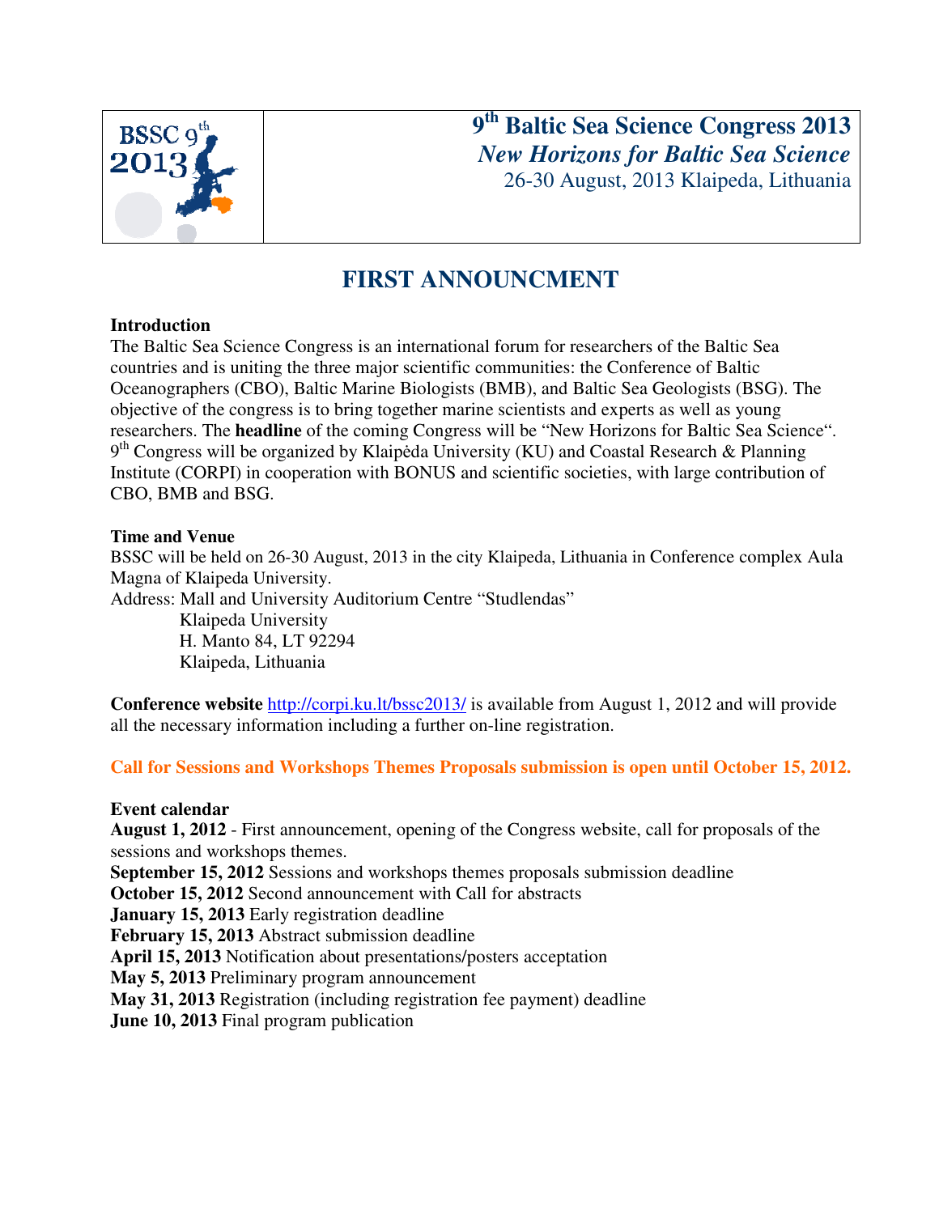# 9th Baltic Sea Science Congress 2013

***New Horizons for Baltic Sea Science***

26-30 August, 2013 Klaipeda, Lithuania

## FIRST ANNOUNCMENT

**Introduction**

The Baltic Sea Science Congress is an international forum for researchers of the Baltic Sea countries and is uniting the three major scientific communities: the Conference of Baltic Oceanographers (CBO), Baltic Marine Biologists (BMB), and Baltic Sea Geologists (BSG). The objective of the congress is to bring together marine scientists and experts as well as young researchers. The **headline** of the coming Congress will be "New Horizons for Baltic Sea Science". 9th Congress will be organized by Klaipėda University (KU) and Coastal Research & Planning Institute (CORPI) in cooperation with BONUS and scientific societies, with large contribution of CBO, BMB and BSG.

**Time and Venue**

BSSC will be held on 26-30 August, 2013 in the city Klaipeda, Lithuania in Conference complex Aula Magna of Klaipeda University.

Address: Mall and University Auditorium Centre "Studlendas"
Klaipeda University
H. Manto 84, LT 92294
Klaipeda, Lithuania

**Conference website** http://corpi.ku.lt/bssc2013/ is available from August 1, 2012 and will provide all the necessary information including a further on-line registration.

**Call for Sessions and Workshops Themes Proposals submission is open until October 15, 2012.**

**Event calendar**

**August 1, 2012** - First announcement, opening of the Congress website, call for proposals of the sessions and workshops themes.
**September 15, 2012** Sessions and workshops themes proposals submission deadline
**October 15, 2012** Second announcement with Call for abstracts
**January 15, 2013** Early registration deadline
**February 15, 2013** Abstract submission deadline
**April 15, 2013** Notification about presentations/posters acceptation
**May 5, 2013** Preliminary program announcement
**May 31, 2013** Registration (including registration fee payment) deadline
**June 10, 2013** Final program publication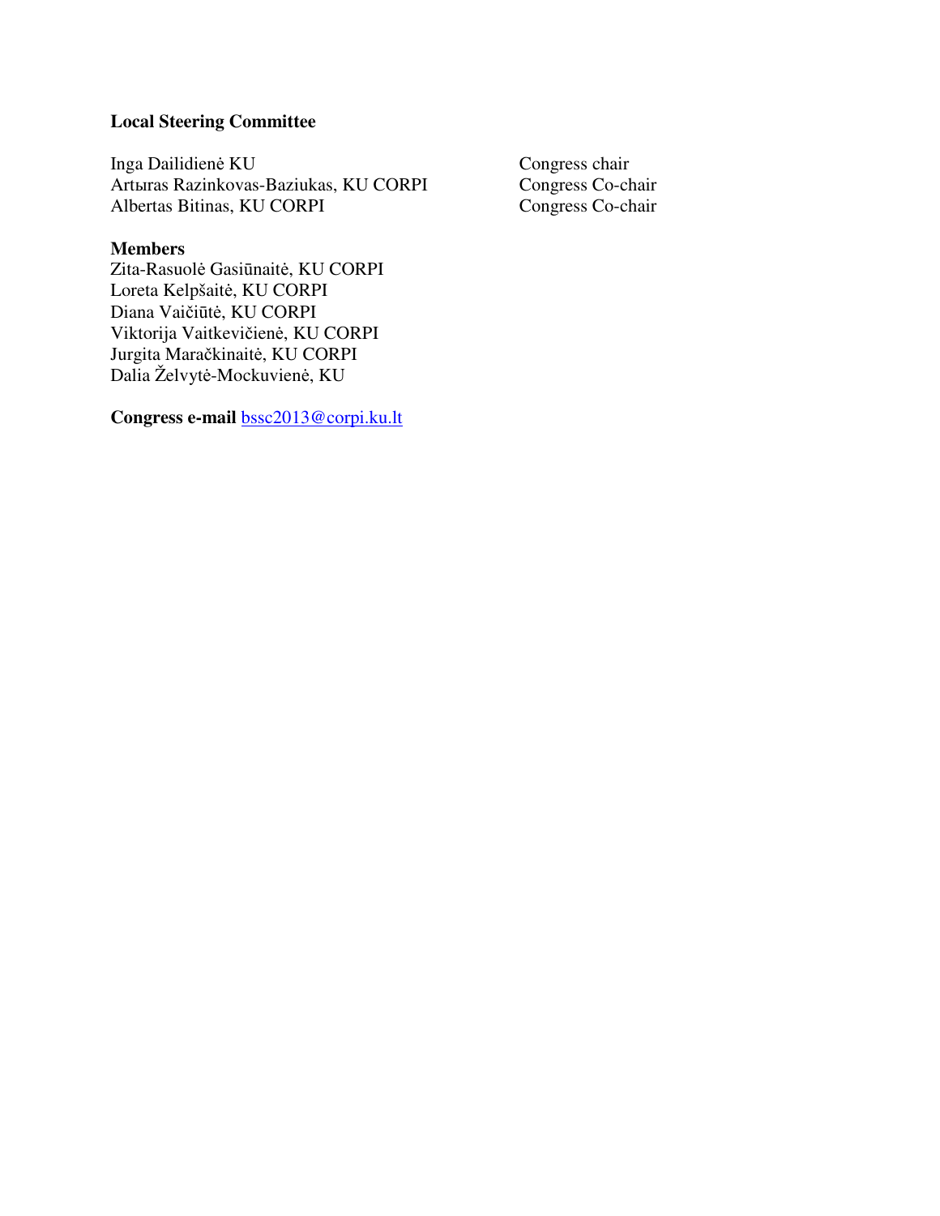**Local Steering Committee**

| | |
|---|---|
| Inga Dailidienė KU | Congress chair |
| Artыras Razinkovas-Baziukas, KU CORPI | Congress Co-chair |
| Albertas Bitinas, KU CORPI | Congress Co-chair |

**Members**

Zita-Rasuolė Gasiūnaitė, KU CORPI
Loreta Kelpšaitė, KU CORPI
Diana Vaičiūtė, KU CORPI
Viktorija Vaitkevičienė, KU CORPI
Jurgita Maračkinaitė, KU CORPI
Dalia Želvytė-Mockuvienė, KU

**Congress e-mail** bssc2013@corpi.ku.lt